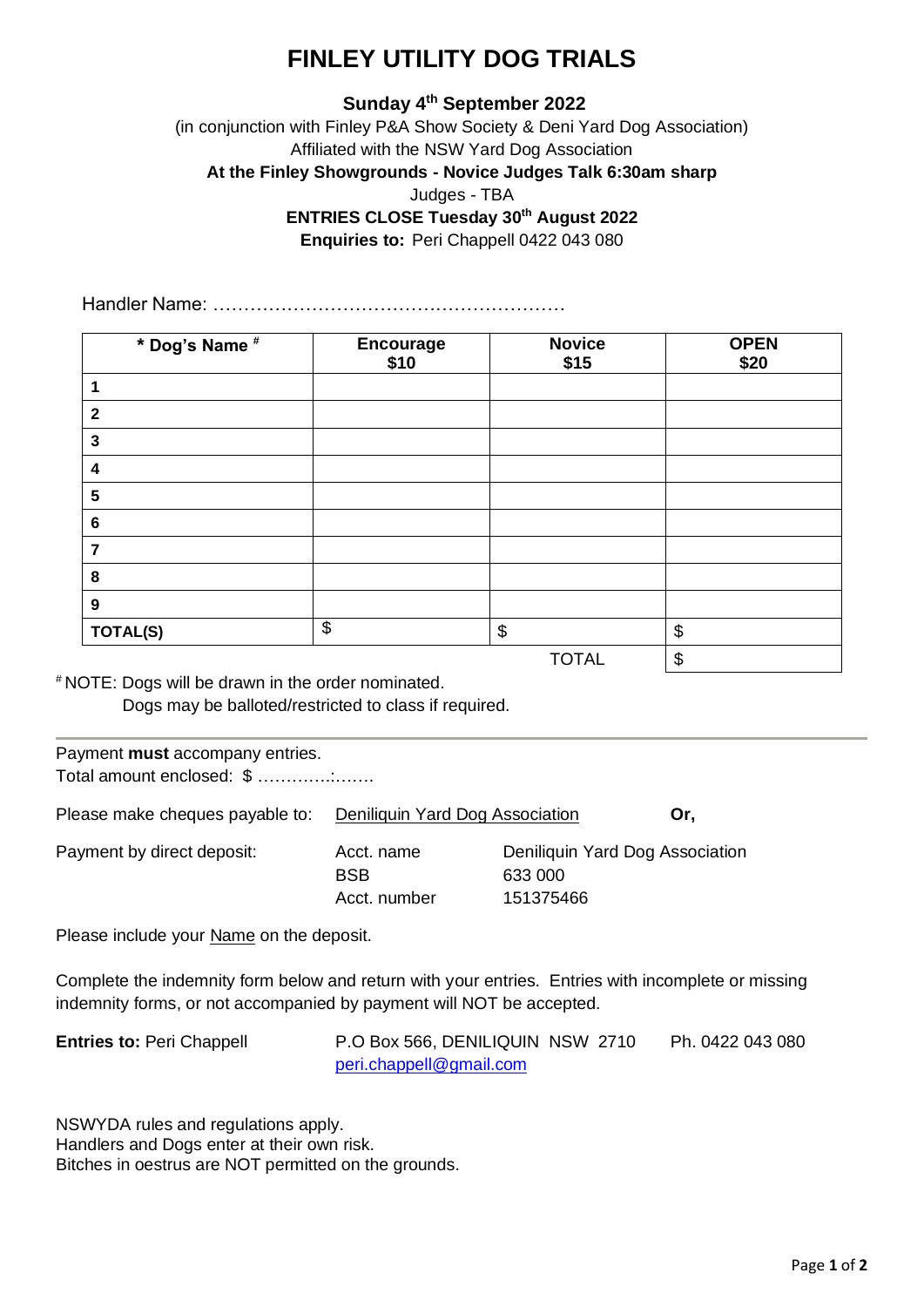# FINLEY UTILITY DOG TRIALS

**Sunday 4th September 2022**

(in conjunction with Finley P&A Show Society & Deni Yard Dog Association)

Affiliated with the NSW Yard Dog Association

**At the Finley Showgrounds - Novice Judges Talk 6:30am sharp**

Judges - TBA

**ENTRIES CLOSE Tuesday 30th August 2022**

**Enquiries to:** Peri Chappell 0422 043 080

Handler Name: …………………………………………………

| * Dog's Name # | Encourage $10 | Novice $15 | OPEN $20 |
|---|---|---|---|
| 1 | | | |
| 2 | | | |
| 3 | | | |
| 4 | | | |
| 5 | | | |
| 6 | | | |
| 7 | | | |
| 8 | | | |
| 9 | | | |
| TOTAL(S) | $ | $ | $ |
| | | TOTAL | $ |

# NOTE: Dogs will be drawn in the order nominated.
Dogs may be balloted/restricted to class if required.

---

Payment **must** accompany entries.

Total amount enclosed: $ ………….:…….

Please make cheques payable to: Deniliquin Yard Dog Association **Or,**

Payment by direct deposit:

| | |
|---|---|
| Acct. name | Deniliquin Yard Dog Association |
| BSB | 633 000 |
| Acct. number | 151375466 |

Please include your Name on the deposit.

Complete the indemnity form below and return with your entries. Entries with incomplete or missing indemnity forms, or not accompanied by payment will NOT be accepted.

**Entries to:** Peri Chappell P.O Box 566, DENILIQUIN NSW 2710 Ph. 0422 043 080
peri.chappell@gmail.com

NSWYDA rules and regulations apply.
Handlers and Dogs enter at their own risk.
Bitches in oestrus are NOT permitted on the grounds.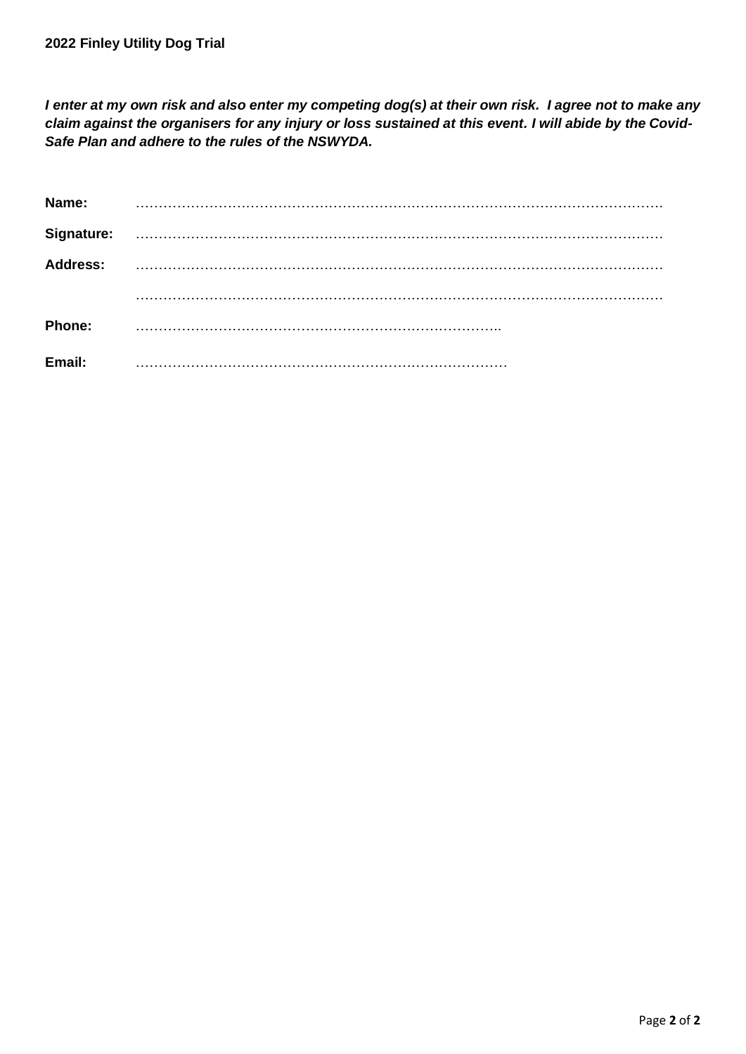**2022 Finley Utility Dog Trial**

***I enter at my own risk and also enter my competing dog(s) at their own risk. I agree not to make any claim against the organisers for any injury or loss sustained at this event. I will abide by the Covid-Safe Plan and adhere to the rules of the NSWYDA.***

**Name:** ………………………………………………………………………………………………

**Signature:** ………………………………………………………………………………………………

**Address:** ………………………………………………………………………………………………

………………………………………………………………………………………………

**Phone:** ……………………………………………………………………..

**Email:** ………………………………………………………………………